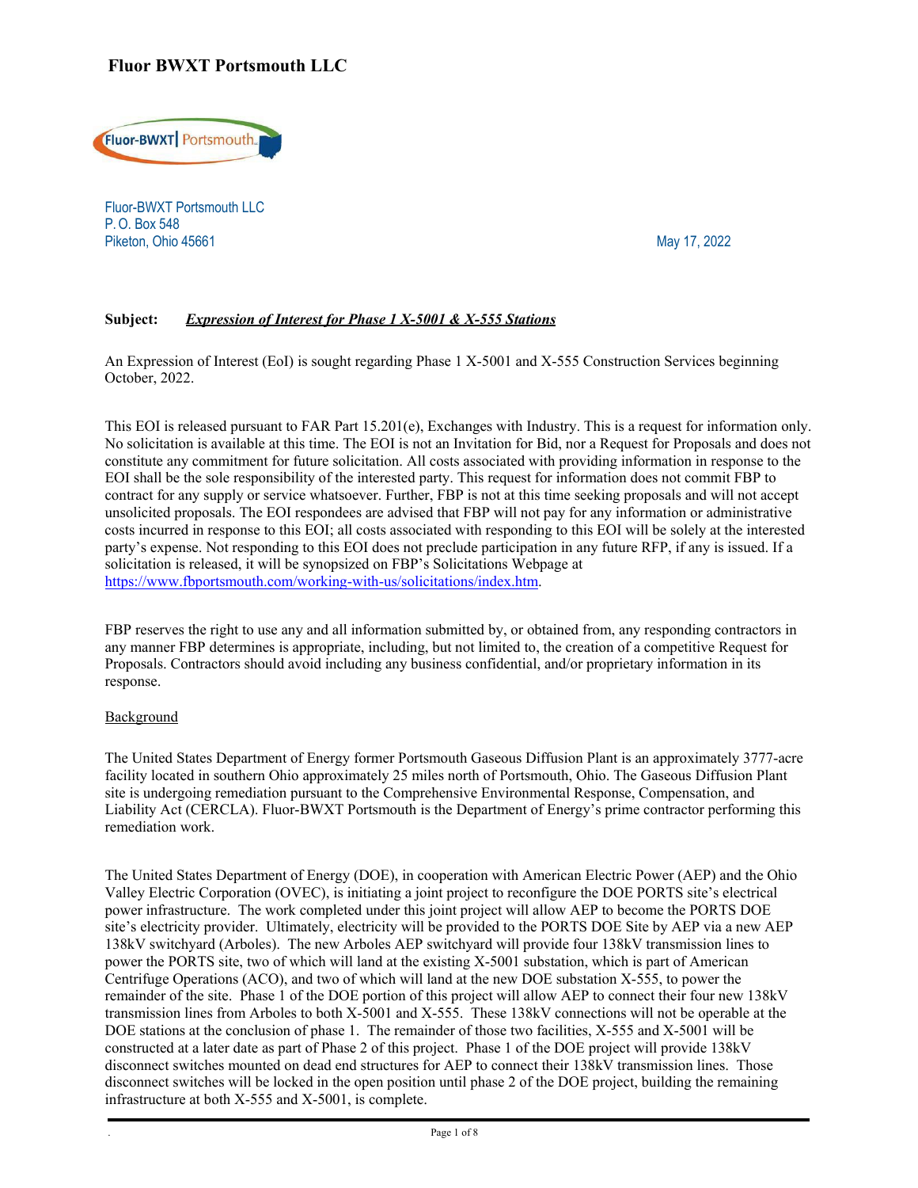# Fluor BWXT Portsmouth LLC

Fluor-BWXT Portsmouth LLC
P. O. Box 548
Piketon, Ohio 45661

May 17, 2022

**Subject:** ***Expression of Interest for Phase 1 X-5001 & X-555 Stations***

An Expression of Interest (EoI) is sought regarding Phase 1 X-5001 and X-555 Construction Services beginning October, 2022.

This EOI is released pursuant to FAR Part 15.201(e), Exchanges with Industry. This is a request for information only. No solicitation is available at this time. The EOI is not an Invitation for Bid, nor a Request for Proposals and does not constitute any commitment for future solicitation. All costs associated with providing information in response to the EOI shall be the sole responsibility of the interested party. This request for information does not commit FBP to contract for any supply or service whatsoever. Further, FBP is not at this time seeking proposals and will not accept unsolicited proposals. The EOI respondees are advised that FBP will not pay for any information or administrative costs incurred in response to this EOI; all costs associated with responding to this EOI will be solely at the interested party's expense. Not responding to this EOI does not preclude participation in any future RFP, if any is issued. If a solicitation is released, it will be synopsized on FBP's Solicitations Webpage at https://www.fbportsmouth.com/working-with-us/solicitations/index.htm.

FBP reserves the right to use any and all information submitted by, or obtained from, any responding contractors in any manner FBP determines is appropriate, including, but not limited to, the creation of a competitive Request for Proposals. Contractors should avoid including any business confidential, and/or proprietary information in its response.

## Background

The United States Department of Energy former Portsmouth Gaseous Diffusion Plant is an approximately 3777-acre facility located in southern Ohio approximately 25 miles north of Portsmouth, Ohio. The Gaseous Diffusion Plant site is undergoing remediation pursuant to the Comprehensive Environmental Response, Compensation, and Liability Act (CERCLA). Fluor-BWXT Portsmouth is the Department of Energy's prime contractor performing this remediation work.

The United States Department of Energy (DOE), in cooperation with American Electric Power (AEP) and the Ohio Valley Electric Corporation (OVEC), is initiating a joint project to reconfigure the DOE PORTS site's electrical power infrastructure. The work completed under this joint project will allow AEP to become the PORTS DOE site's electricity provider. Ultimately, electricity will be provided to the PORTS DOE Site by AEP via a new AEP 138kV switchyard (Arboles). The new Arboles AEP switchyard will provide four 138kV transmission lines to power the PORTS site, two of which will land at the existing X-5001 substation, which is part of American Centrifuge Operations (ACO), and two of which will land at the new DOE substation X-555, to power the remainder of the site. Phase 1 of the DOE portion of this project will allow AEP to connect their four new 138kV transmission lines from Arboles to both X-5001 and X-555. These 138kV connections will not be operable at the DOE stations at the conclusion of phase 1. The remainder of those two facilities, X-555 and X-5001 will be constructed at a later date as part of Phase 2 of this project. Phase 1 of the DOE project will provide 138kV disconnect switches mounted on dead end structures for AEP to connect their 138kV transmission lines. Those disconnect switches will be locked in the open position until phase 2 of the DOE project, building the remaining infrastructure at both X-555 and X-5001, is complete.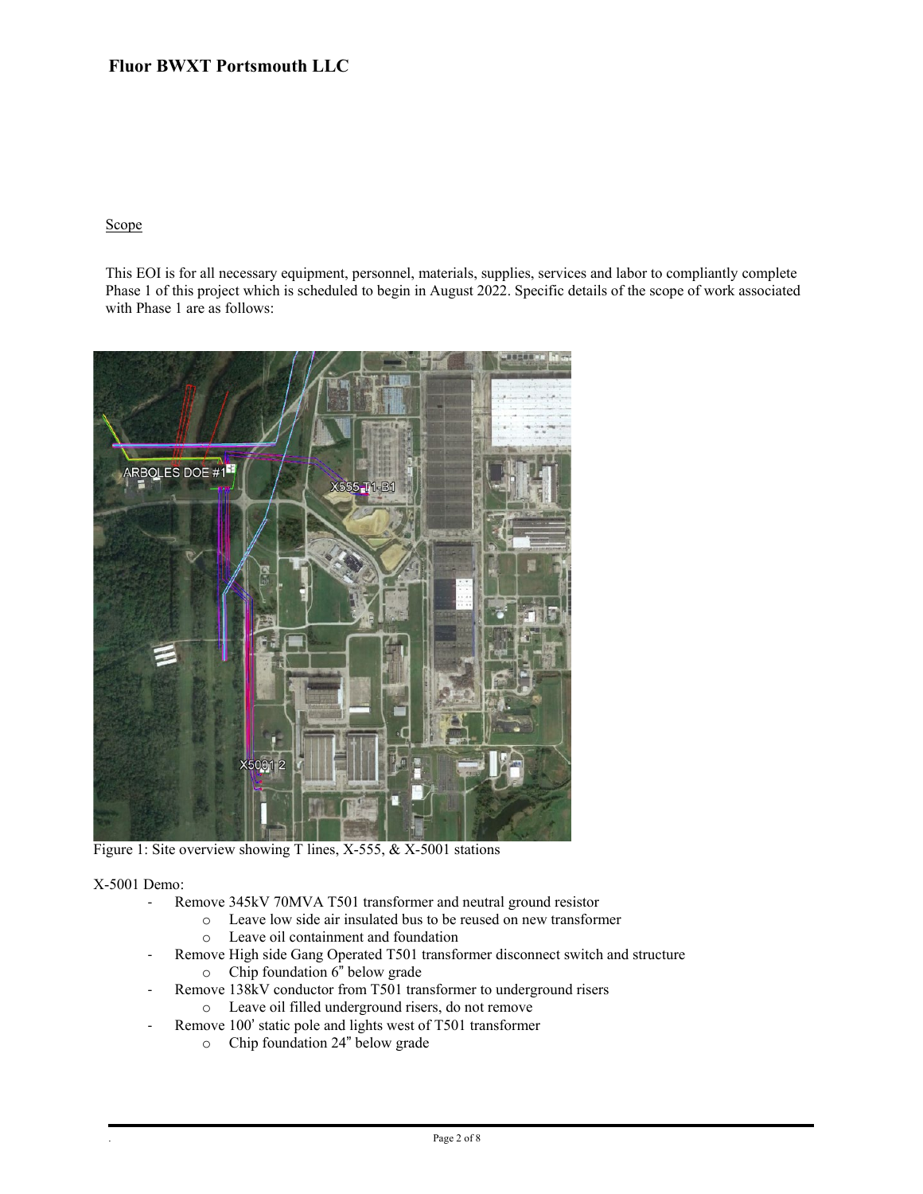Scope

This EOI is for all necessary equipment, personnel, materials, supplies, services and labor to compliantly complete Phase 1 of this project which is scheduled to begin in August 2022. Specific details of the scope of work associated with Phase 1 are as follows:

ARBOLES DOE #1

X555 T1-B1

X5001 2

Figure 1: Site overview showing T lines, X-555, & X-5001 stations

X-5001 Demo:

- Remove 345kV 70MVA T501 transformer and neutral ground resistor
  - Leave low side air insulated bus to be reused on new transformer
  - Leave oil containment and foundation
- Remove High side Gang Operated T501 transformer disconnect switch and structure
  - Chip foundation 6" below grade
- Remove 138kV conductor from T501 transformer to underground risers
  - Leave oil filled underground risers, do not remove
- Remove 100' static pole and lights west of T501 transformer
  - Chip foundation 24" below grade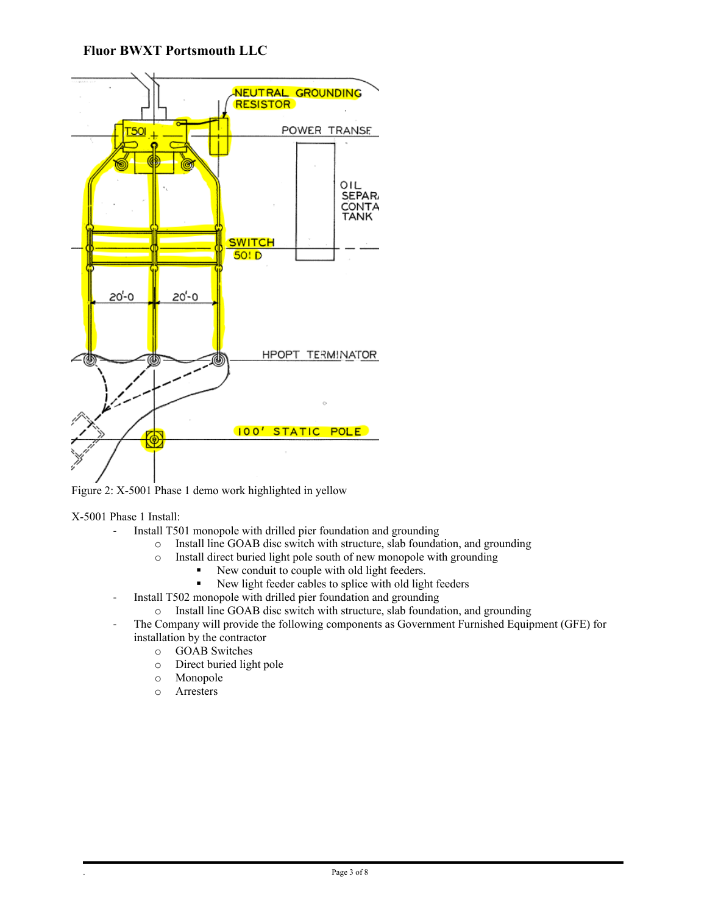NEUTRAL GROUNDING RESISTOR

T501

POWER TRANSF

OIL SEPAR CONTA TANK

SWITCH 501 D

20'-0

20'-0

HPOPT TERMINATOR

100' STATIC POLE

Figure 2: X-5001 Phase 1 demo work highlighted in yellow

X-5001 Phase 1 Install:

- Install T501 monopole with drilled pier foundation and grounding
    - Install line GOAB disc switch with structure, slab foundation, and grounding
    - Install direct buried light pole south of new monopole with grounding
        - New conduit to couple with old light feeders.
        - New light feeder cables to splice with old light feeders
- Install T502 monopole with drilled pier foundation and grounding
    - Install line GOAB disc switch with structure, slab foundation, and grounding
- The Company will provide the following components as Government Furnished Equipment (GFE) for installation by the contractor
    - GOAB Switches
    - Direct buried light pole
    - Monopole
    - Arresters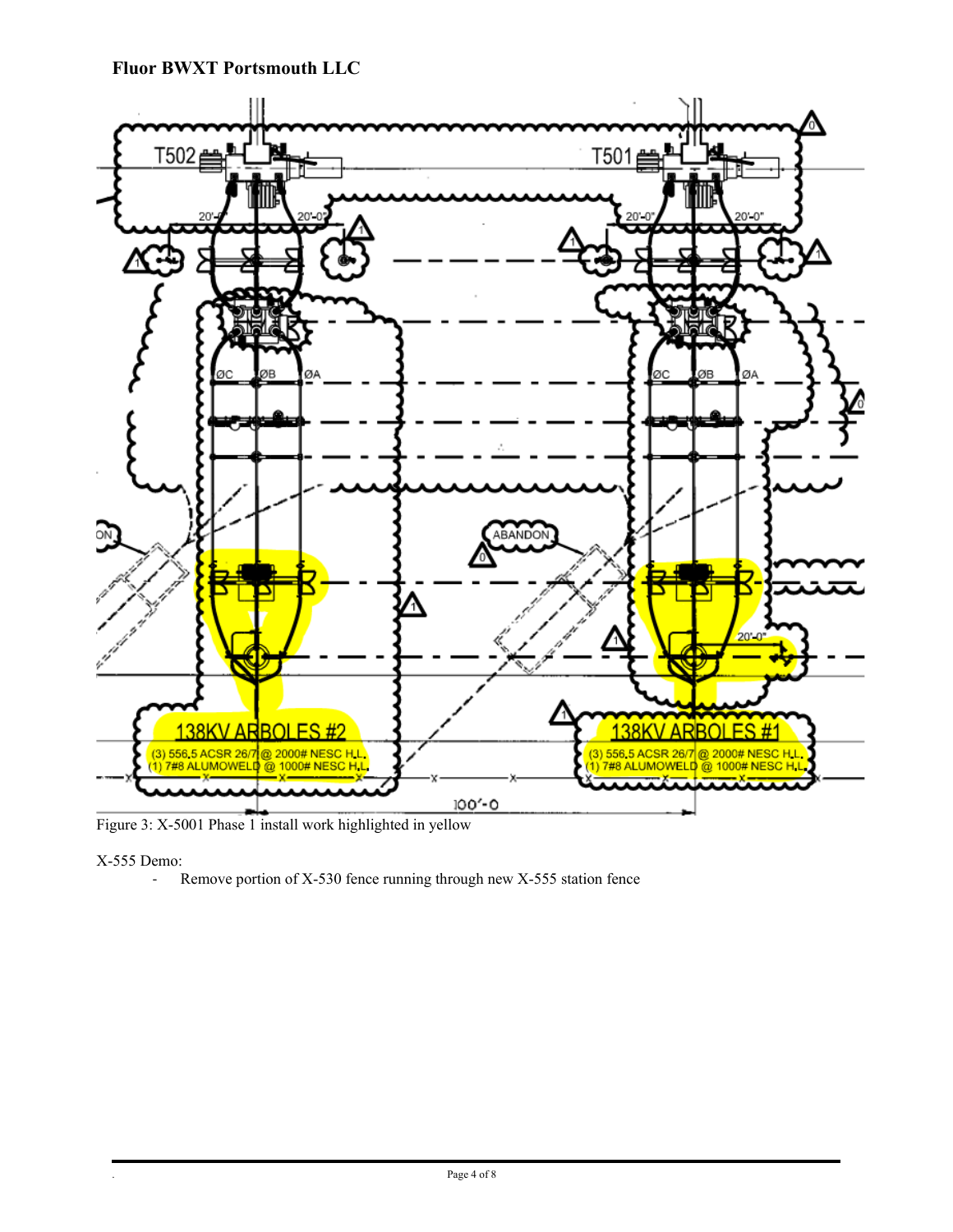138KV ARBOLES #2

(3) 556.5 ACSR 26/7 @ 2000# NESC H.L.
(1) 7#8 ALUMOWELD @ 1000# NESC H.L.

138KV ARBOLES #1

(3) 556.5 ACSR 26/7 @ 2000# NESC H.L.
(1) 7#8 ALUMOWELD @ 1000# NESC H.L.

T502

T501

20'-0"

ØC ØB ØA

ABANDON

100'-0

Figure 3: X-5001 Phase 1 install work highlighted in yellow

X-555 Demo:

- Remove portion of X-530 fence running through new X-555 station fence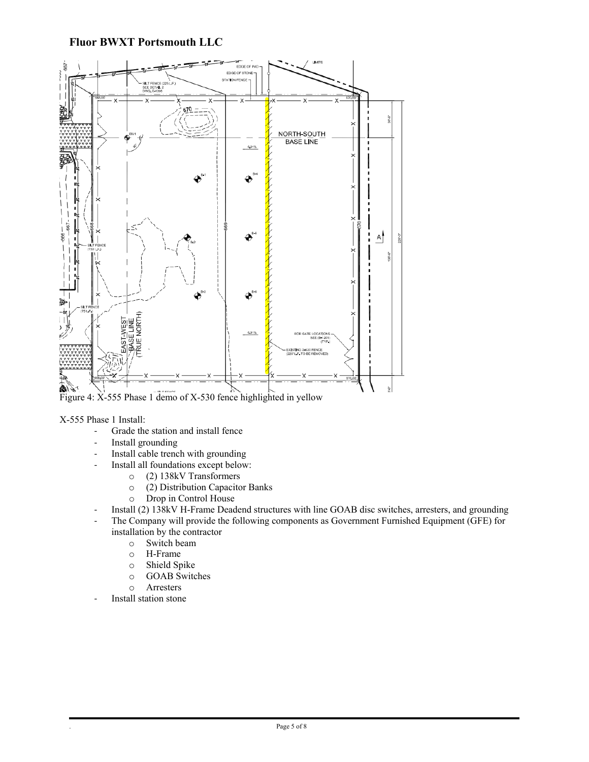Figure 4: X-555 Phase 1 demo of X-530 fence highlighted in yellow

X-555 Phase 1 Install:

- Grade the station and install fence
- Install grounding
- Install cable trench with grounding
- Install all foundations except below:
  - (2) 138kV Transformers
  - (2) Distribution Capacitor Banks
  - Drop in Control House
- Install (2) 138kV H-Frame Deadend structures with line GOAB disc switches, arresters, and grounding
- The Company will provide the following components as Government Furnished Equipment (GFE) for installation by the contractor
  - Switch beam
  - H-Frame
  - Shield Spike
  - GOAB Switches
  - Arresters
- Install station stone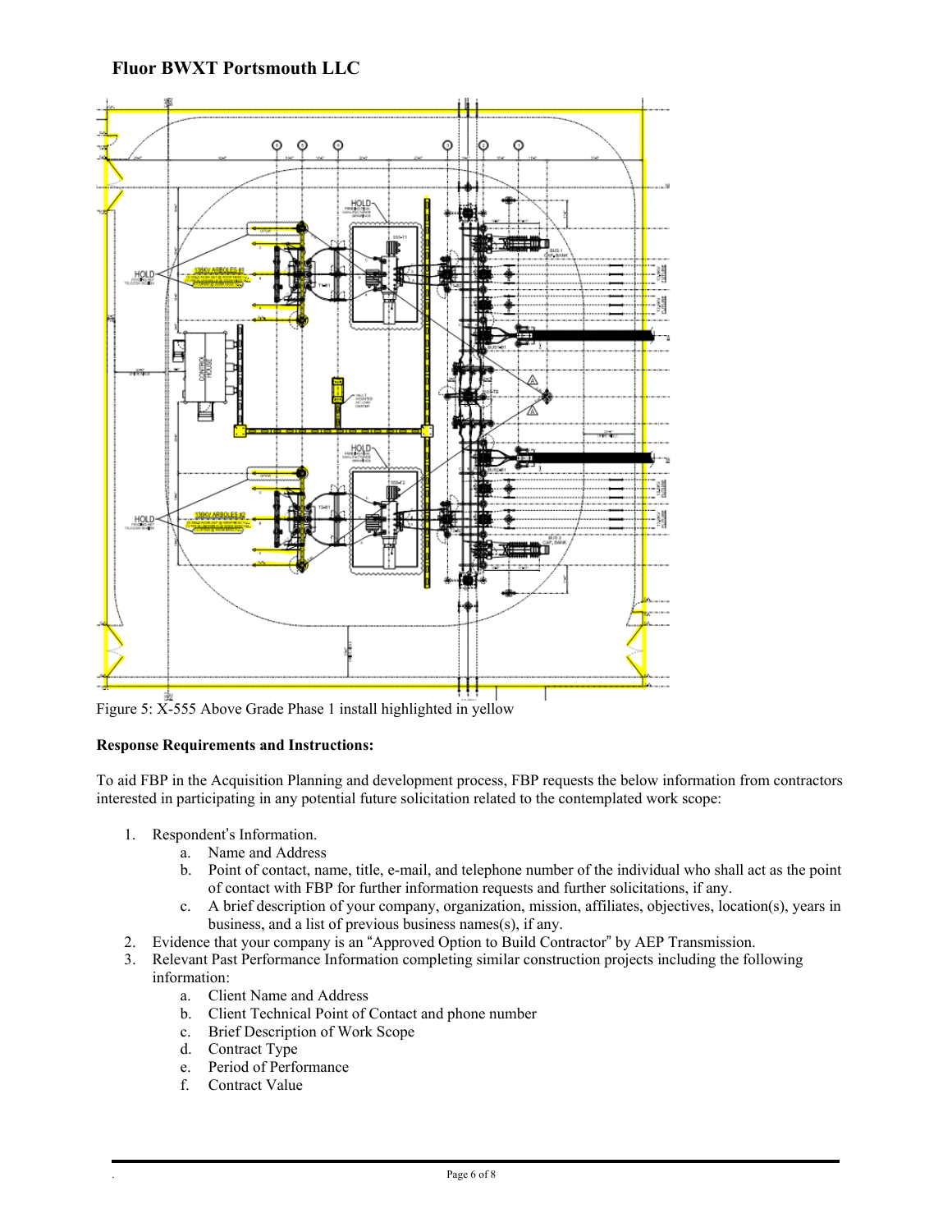**Fluor BWXT Portsmouth LLC**

Figure 5: X-555 Above Grade Phase 1 install highlighted in yellow

**Response Requirements and Instructions:**

To aid FBP in the Acquisition Planning and development process, FBP requests the below information from contractors interested in participating in any potential future solicitation related to the contemplated work scope:

1. Respondent's Information.
    a. Name and Address
    b. Point of contact, name, title, e-mail, and telephone number of the individual who shall act as the point of contact with FBP for further information requests and further solicitations, if any.
    c. A brief description of your company, organization, mission, affiliates, objectives, location(s), years in business, and a list of previous business names(s), if any.
2. Evidence that your company is an "Approved Option to Build Contractor" by AEP Transmission.
3. Relevant Past Performance Information completing similar construction projects including the following information:
    a. Client Name and Address
    b. Client Technical Point of Contact and phone number
    c. Brief Description of Work Scope
    d. Contract Type
    e. Period of Performance
    f. Contract Value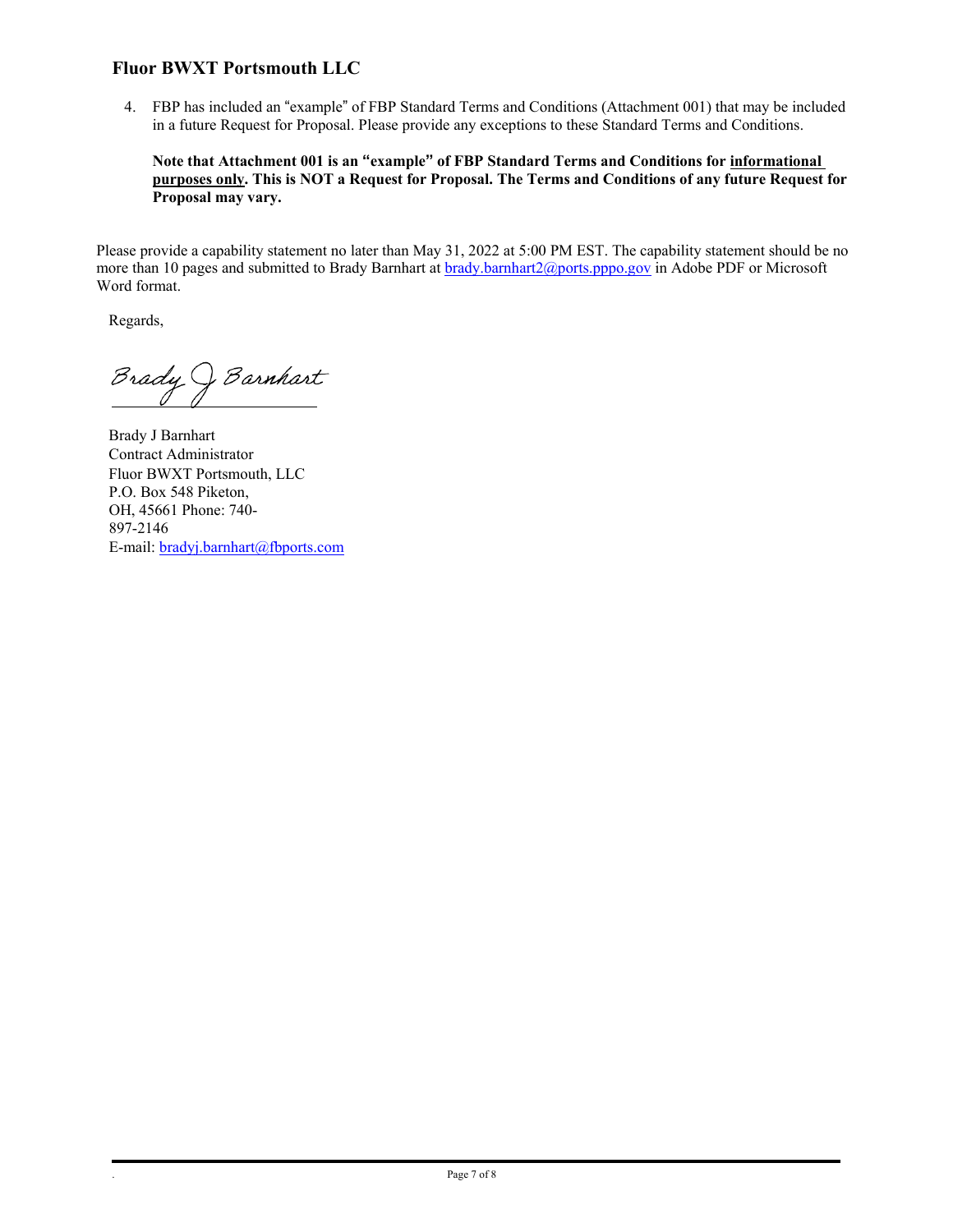## Fluor BWXT Portsmouth LLC

4. FBP has included an "example" of FBP Standard Terms and Conditions (Attachment 001) that may be included in a future Request for Proposal. Please provide any exceptions to these Standard Terms and Conditions.

   **Note that Attachment 001 is an "example" of FBP Standard Terms and Conditions for <u>informational purposes only</u>. This is NOT a Request for Proposal. The Terms and Conditions of any future Request for Proposal may vary.**

Please provide a capability statement no later than May 31, 2022 at 5:00 PM EST. The capability statement should be no more than 10 pages and submitted to Brady Barnhart at brady.barnhart2@ports.pppo.gov in Adobe PDF or Microsoft Word format.

Regards,

*Brady J Barnhart*

Brady J Barnhart
Contract Administrator
Fluor BWXT Portsmouth, LLC
P.O. Box 548 Piketon,
OH, 45661 Phone: 740-
897-2146
E-mail: bradyj.barnhart@fbports.com